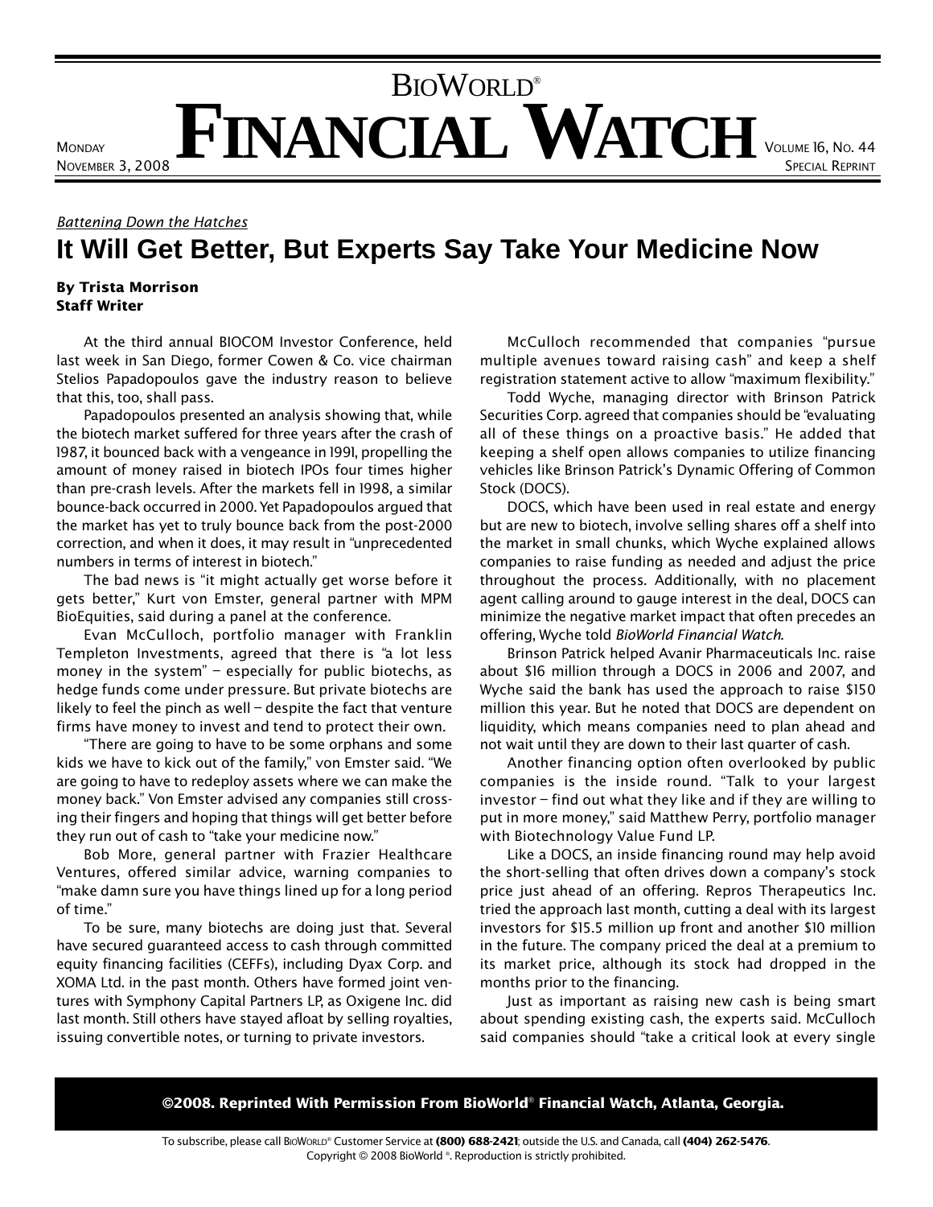# BioWorld® Financial Watch

Monday November 3, 2008 — Volume 16, No. 44 — Special Reprint

*Battening Down the Hatches*

## It Will Get Better, But Experts Say Take Your Medicine Now

**By Trista Morrison**
**Staff Writer**

At the third annual BIOCOM Investor Conference, held last week in San Diego, former Cowen & Co. vice chairman Stelios Papadopoulos gave the industry reason to believe that this, too, shall pass.

Papadopoulos presented an analysis showing that, while the biotech market suffered for three years after the crash of 1987, it bounced back with a vengeance in 1991, propelling the amount of money raised in biotech IPOs four times higher than pre-crash levels. After the markets fell in 1998, a similar bounce-back occurred in 2000. Yet Papadopoulos argued that the market has yet to truly bounce back from the post-2000 correction, and when it does, it may result in "unprecedented numbers in terms of interest in biotech."

The bad news is "it might actually get worse before it gets better," Kurt von Emster, general partner with MPM BioEquities, said during a panel at the conference.

Evan McCulloch, portfolio manager with Franklin Templeton Investments, agreed that there is "a lot less money in the system" – especially for public biotechs, as hedge funds come under pressure. But private biotechs are likely to feel the pinch as well – despite the fact that venture firms have money to invest and tend to protect their own.

"There are going to have to be some orphans and some kids we have to kick out of the family," von Emster said. "We are going to have to redeploy assets where we can make the money back." Von Emster advised any companies still crossing their fingers and hoping that things will get better before they run out of cash to "take your medicine now."

Bob More, general partner with Frazier Healthcare Ventures, offered similar advice, warning companies to "make damn sure you have things lined up for a long period of time."

To be sure, many biotechs are doing just that. Several have secured guaranteed access to cash through committed equity financing facilities (CEFFs), including Dyax Corp. and XOMA Ltd. in the past month. Others have formed joint ventures with Symphony Capital Partners LP, as Oxigene Inc. did last month. Still others have stayed afloat by selling royalties, issuing convertible notes, or turning to private investors.

McCulloch recommended that companies "pursue multiple avenues toward raising cash" and keep a shelf registration statement active to allow "maximum flexibility."

Todd Wyche, managing director with Brinson Patrick Securities Corp. agreed that companies should be "evaluating all of these things on a proactive basis." He added that keeping a shelf open allows companies to utilize financing vehicles like Brinson Patrick's Dynamic Offering of Common Stock (DOCS).

DOCS, which have been used in real estate and energy but are new to biotech, involve selling shares off a shelf into the market in small chunks, which Wyche explained allows companies to raise funding as needed and adjust the price throughout the process. Additionally, with no placement agent calling around to gauge interest in the deal, DOCS can minimize the negative market impact that often precedes an offering, Wyche told *BioWorld Financial Watch.*

Brinson Patrick helped Avanir Pharmaceuticals Inc. raise about $16 million through a DOCS in 2006 and 2007, and Wyche said the bank has used the approach to raise $150 million this year. But he noted that DOCS are dependent on liquidity, which means companies need to plan ahead and not wait until they are down to their last quarter of cash.

Another financing option often overlooked by public companies is the inside round. "Talk to your largest investor – find out what they like and if they are willing to put in more money," said Matthew Perry, portfolio manager with Biotechnology Value Fund LP.

Like a DOCS, an inside financing round may help avoid the short-selling that often drives down a company's stock price just ahead of an offering. Repros Therapeutics Inc. tried the approach last month, cutting a deal with its largest investors for $15.5 million up front and another $10 million in the future. The company priced the deal at a premium to its market price, although its stock had dropped in the months prior to the financing.

Just as important as raising new cash is being smart about spending existing cash, the experts said. McCulloch said companies should "take a critical look at every single

**©2008. Reprinted With Permission From BioWorld® Financial Watch, Atlanta, Georgia.**

To subscribe, please call BioWorld® Customer Service at **(800) 688-2421**; outside the U.S. and Canada, call **(404) 262-5476**. Copyright © 2008 BioWorld ®. Reproduction is strictly prohibited.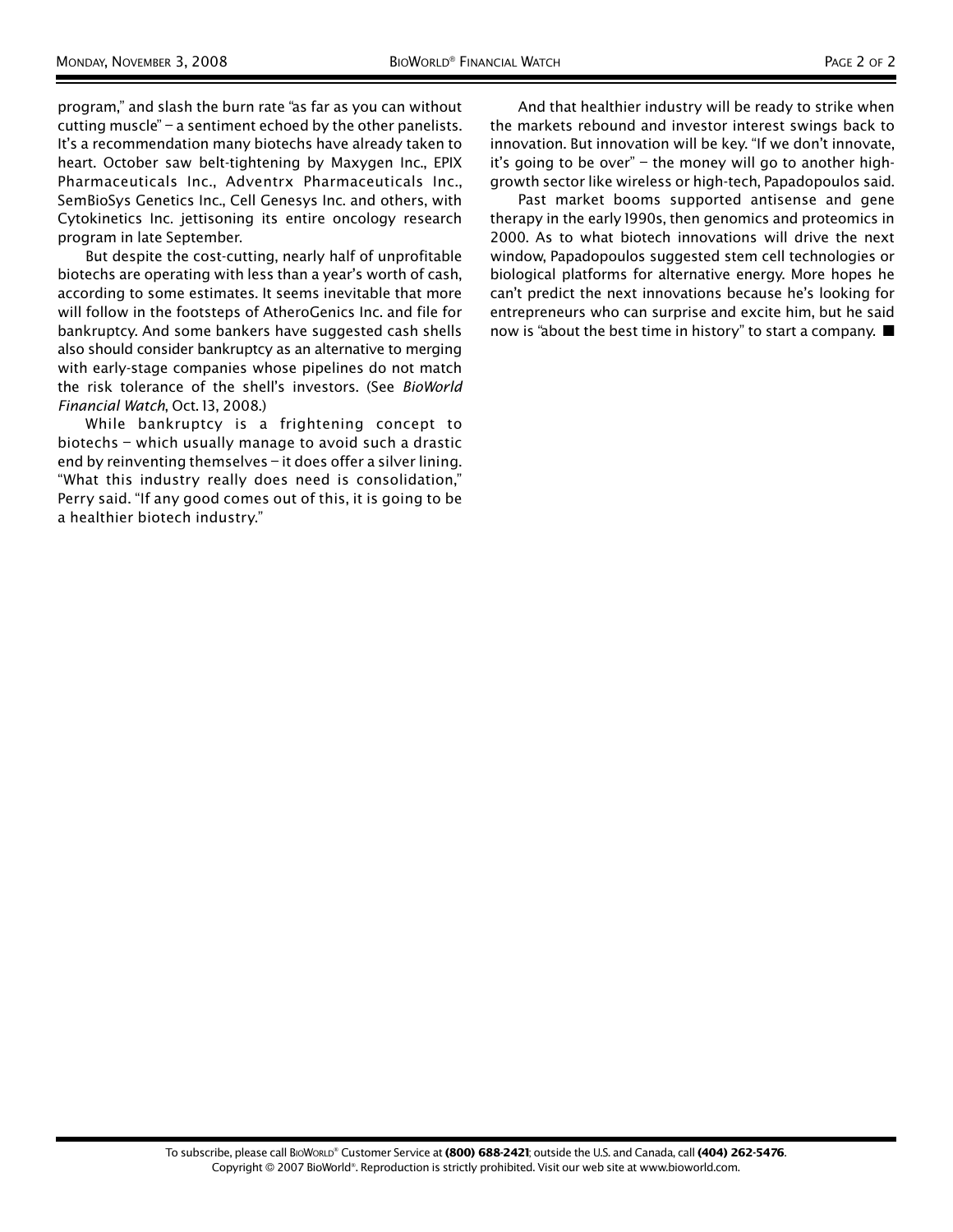program," and slash the burn rate "as far as you can without cutting muscle" – a sentiment echoed by the other panelists. It's a recommendation many biotechs have already taken to heart. October saw belt-tightening by Maxygen Inc., EPIX Pharmaceuticals Inc., Adventrx Pharmaceuticals Inc., SemBioSys Genetics Inc., Cell Genesys Inc. and others, with Cytokinetics Inc. jettisoning its entire oncology research program in late September.

But despite the cost-cutting, nearly half of unprofitable biotechs are operating with less than a year's worth of cash, according to some estimates. It seems inevitable that more will follow in the footsteps of AtheroGenics Inc. and file for bankruptcy. And some bankers have suggested cash shells also should consider bankruptcy as an alternative to merging with early-stage companies whose pipelines do not match the risk tolerance of the shell's investors. (See *BioWorld Financial Watch*, Oct. 13, 2008.)

While bankruptcy is a frightening concept to biotechs – which usually manage to avoid such a drastic end by reinventing themselves – it does offer a silver lining. "What this industry really does need is consolidation," Perry said. "If any good comes out of this, it is going to be a healthier biotech industry."

And that healthier industry will be ready to strike when the markets rebound and investor interest swings back to innovation. But innovation will be key. "If we don't innovate, it's going to be over" – the money will go to another high-growth sector like wireless or high-tech, Papadopoulos said.

Past market booms supported antisense and gene therapy in the early 1990s, then genomics and proteomics in 2000. As to what biotech innovations will drive the next window, Papadopoulos suggested stem cell technologies or biological platforms for alternative energy. More hopes he can't predict the next innovations because he's looking for entrepreneurs who can surprise and excite him, but he said now is "about the best time in history" to start a company. ■

To subscribe, please call BioWorld® Customer Service at **(800) 688-2421**; outside the U.S. and Canada, call **(404) 262-5476**. Copyright © 2007 BioWorld®. Reproduction is strictly prohibited. Visit our web site at www.bioworld.com.